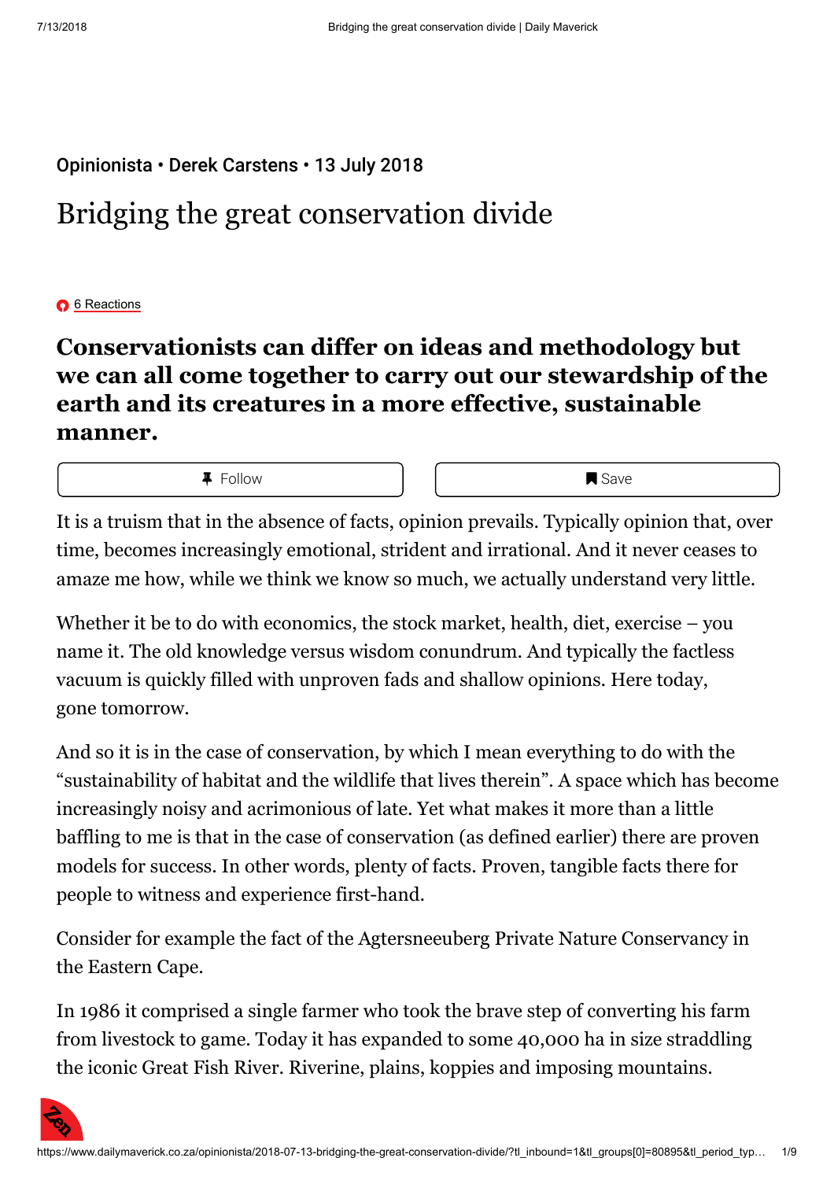Opinionista • Derek Carstens • 13 July 2018

# Bridging the great conservation divide

6 Reactions

## Conservationists can differ on ideas and methodology but we can all come together to carry out our stewardship of the earth and its creatures in a more effective, sustainable manner.

It is a truism that in the absence of facts, opinion prevails. Typically opinion that, over time, becomes increasingly emotional, strident and irrational. And it never ceases to amaze me how, while we think we know so much, we actually understand very little.

Whether it be to do with economics, the stock market, health, diet, exercise – you name it. The old knowledge versus wisdom conundrum. And typically the factless vacuum is quickly filled with unproven fads and shallow opinions. Here today, gone tomorrow.

And so it is in the case of conservation, by which I mean everything to do with the "sustainability of habitat and the wildlife that lives therein". A space which has become increasingly noisy and acrimonious of late. Yet what makes it more than a little baffling to me is that in the case of conservation (as defined earlier) there are proven models for success. In other words, plenty of facts. Proven, tangible facts there for people to witness and experience first-hand.

Consider for example the fact of the Agtersneeuberg Private Nature Conservancy in the Eastern Cape.

In 1986 it comprised a single farmer who took the brave step of converting his farm from livestock to game. Today it has expanded to some 40,000 ha in size straddling the iconic Great Fish River. Riverine, plains, koppies and imposing mountains.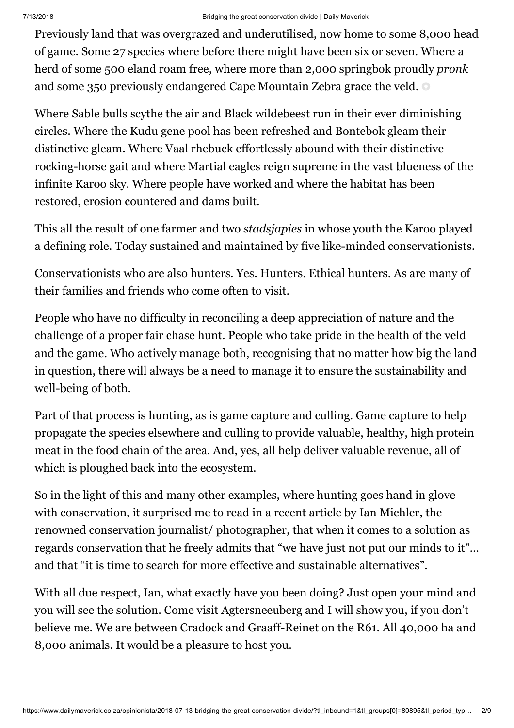Previously land that was overgrazed and underutilised, now home to some 8,000 head of game. Some 27 species where before there might have been six or seven. Where a herd of some 500 eland roam free, where more than 2,000 springbok proudly *pronk* and some 350 previously endangered Cape Mountain Zebra grace the veld.

Where Sable bulls scythe the air and Black wildebeest run in their ever diminishing circles. Where the Kudu gene pool has been refreshed and Bontebok gleam their distinctive gleam. Where Vaal rhebuck effortlessly abound with their distinctive rocking-horse gait and where Martial eagles reign supreme in the vast blueness of the infinite Karoo sky. Where people have worked and where the habitat has been restored, erosion countered and dams built.

This all the result of one farmer and two *stadsjapies* in whose youth the Karoo played a defining role. Today sustained and maintained by five like-minded conservationists.

Conservationists who are also hunters. Yes. Hunters. Ethical hunters. As are many of their families and friends who come often to visit.

People who have no difficulty in reconciling a deep appreciation of nature and the challenge of a proper fair chase hunt. People who take pride in the health of the veld and the game. Who actively manage both, recognising that no matter how big the land in question, there will always be a need to manage it to ensure the sustainability and well-being of both.

Part of that process is hunting, as is game capture and culling. Game capture to help propagate the species elsewhere and culling to provide valuable, healthy, high protein meat in the food chain of the area. And, yes, all help deliver valuable revenue, all of which is ploughed back into the ecosystem.

So in the light of this and many other examples, where hunting goes hand in glove with conservation, it surprised me to read in a recent article by Ian Michler, the renowned conservation journalist/ photographer, that when it comes to a solution as regards conservation that he freely admits that "we have just not put our minds to it"… and that "it is time to search for more effective and sustainable alternatives".

With all due respect, Ian, what exactly have you been doing? Just open your mind and you will see the solution. Come visit Agtersneeuberg and I will show you, if you don't believe me. We are between Cradock and Graaff-Reinet on the R61. All 40,000 ha and 8,000 animals. It would be a pleasure to host you.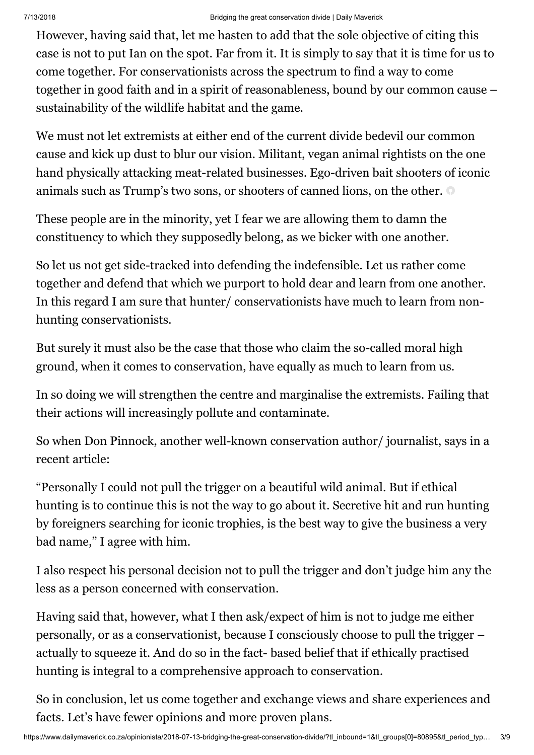However, having said that, let me hasten to add that the sole objective of citing this case is not to put Ian on the spot. Far from it. It is simply to say that it is time for us to come together. For conservationists across the spectrum to find a way to come together in good faith and in a spirit of reasonableness, bound by our common cause – sustainability of the wildlife habitat and the game.

We must not let extremists at either end of the current divide bedevil our common cause and kick up dust to blur our vision. Militant, vegan animal rightists on the one hand physically attacking meat-related businesses. Ego-driven bait shooters of iconic animals such as Trump's two sons, or shooters of canned lions, on the other.

These people are in the minority, yet I fear we are allowing them to damn the constituency to which they supposedly belong, as we bicker with one another.

So let us not get side-tracked into defending the indefensible. Let us rather come together and defend that which we purport to hold dear and learn from one another. In this regard I am sure that hunter/ conservationists have much to learn from non-hunting conservationists.

But surely it must also be the case that those who claim the so-called moral high ground, when it comes to conservation, have equally as much to learn from us.

In so doing we will strengthen the centre and marginalise the extremists. Failing that their actions will increasingly pollute and contaminate.

So when Don Pinnock, another well-known conservation author/ journalist, says in a recent article:

"Personally I could not pull the trigger on a beautiful wild animal. But if ethical hunting is to continue this is not the way to go about it. Secretive hit and run hunting by foreigners searching for iconic trophies, is the best way to give the business a very bad name," I agree with him.

I also respect his personal decision not to pull the trigger and don't judge him any the less as a person concerned with conservation.

Having said that, however, what I then ask/expect of him is not to judge me either personally, or as a conservationist, because I consciously choose to pull the trigger – actually to squeeze it. And do so in the fact- based belief that if ethically practised hunting is integral to a comprehensive approach to conservation.

So in conclusion, let us come together and exchange views and share experiences and facts. Let's have fewer opinions and more proven plans.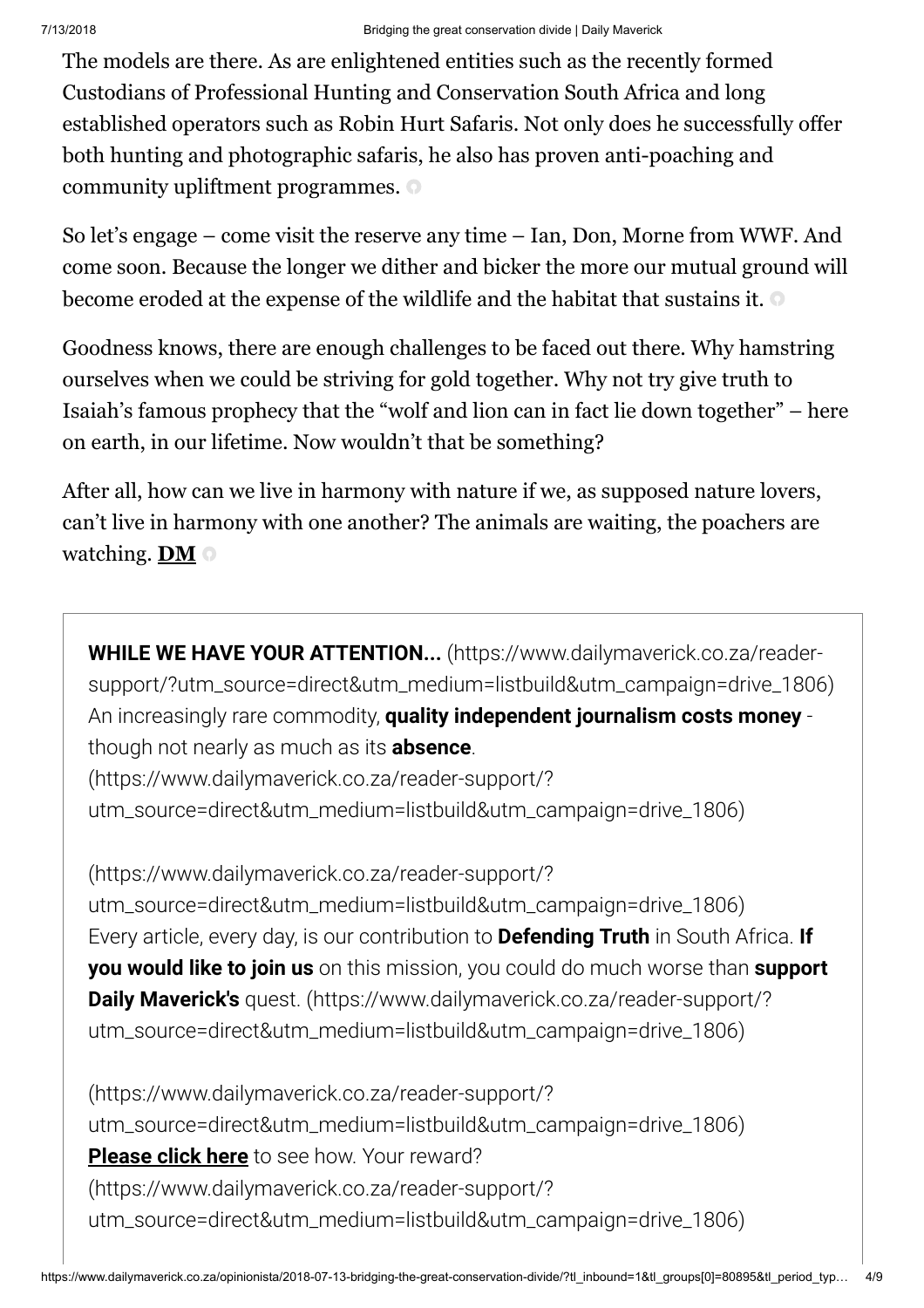The models are there. As are enlightened entities such as the recently formed Custodians of Professional Hunting and Conservation South Africa and long established operators such as Robin Hurt Safaris. Not only does he successfully offer both hunting and photographic safaris, he also has proven anti-poaching and community upliftment programmes.

So let's engage – come visit the reserve any time – Ian, Don, Morne from WWF. And come soon. Because the longer we dither and bicker the more our mutual ground will become eroded at the expense of the wildlife and the habitat that sustains it.

Goodness knows, there are enough challenges to be faced out there. Why hamstring ourselves when we could be striving for gold together. Why not try give truth to Isaiah's famous prophecy that the "wolf and lion can in fact lie down together" – here on earth, in our lifetime. Now wouldn't that be something?

After all, how can we live in harmony with nature if we, as supposed nature lovers, can't live in harmony with one another? The animals are waiting, the poachers are watching. **DM**

**WHILE WE HAVE YOUR ATTENTION...** (https://www.dailymaverick.co.za/reader-support/?utm_source=direct&utm_medium=listbuild&utm_campaign=drive_1806) An increasingly rare commodity, **quality independent journalism costs money** - though not nearly as much as its **absence**. (https://www.dailymaverick.co.za/reader-support/?utm_source=direct&utm_medium=listbuild&utm_campaign=drive_1806)

(https://www.dailymaverick.co.za/reader-support/?utm_source=direct&utm_medium=listbuild&utm_campaign=drive_1806) Every article, every day, is our contribution to **Defending Truth** in South Africa. **If you would like to join us** on this mission, you could do much worse than **support Daily Maverick's** quest. (https://www.dailymaverick.co.za/reader-support/?utm_source=direct&utm_medium=listbuild&utm_campaign=drive_1806)

(https://www.dailymaverick.co.za/reader-support/?utm_source=direct&utm_medium=listbuild&utm_campaign=drive_1806) **Please click here** to see how. Your reward? (https://www.dailymaverick.co.za/reader-support/?utm_source=direct&utm_medium=listbuild&utm_campaign=drive_1806)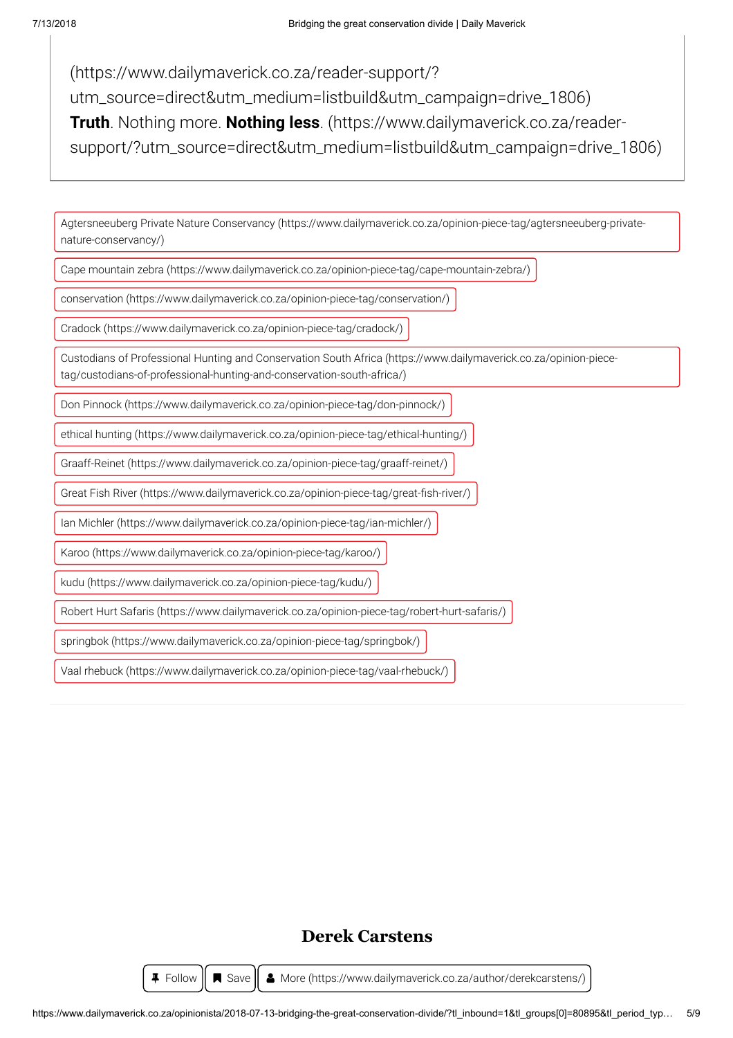(https://www.dailymaverick.co.za/reader-support/?utm_source=direct&utm_medium=listbuild&utm_campaign=drive_1806)
**Truth**. Nothing more. **Nothing less**. (https://www.dailymaverick.co.za/reader-support/?utm_source=direct&utm_medium=listbuild&utm_campaign=drive_1806)

- Agtersneeuberg Private Nature Conservancy (https://www.dailymaverick.co.za/opinion-piece-tag/agtersneeuberg-private-nature-conservancy/)
- Cape mountain zebra (https://www.dailymaverick.co.za/opinion-piece-tag/cape-mountain-zebra/)
- conservation (https://www.dailymaverick.co.za/opinion-piece-tag/conservation/)
- Cradock (https://www.dailymaverick.co.za/opinion-piece-tag/cradock/)
- Custodians of Professional Hunting and Conservation South Africa (https://www.dailymaverick.co.za/opinion-piece-tag/custodians-of-professional-hunting-and-conservation-south-africa/)
- Don Pinnock (https://www.dailymaverick.co.za/opinion-piece-tag/don-pinnock/)
- ethical hunting (https://www.dailymaverick.co.za/opinion-piece-tag/ethical-hunting/)
- Graaff-Reinet (https://www.dailymaverick.co.za/opinion-piece-tag/graaff-reinet/)
- Great Fish River (https://www.dailymaverick.co.za/opinion-piece-tag/great-fish-river/)
- Ian Michler (https://www.dailymaverick.co.za/opinion-piece-tag/ian-michler/)
- Karoo (https://www.dailymaverick.co.za/opinion-piece-tag/karoo/)
- kudu (https://www.dailymaverick.co.za/opinion-piece-tag/kudu/)
- Robert Hurt Safaris (https://www.dailymaverick.co.za/opinion-piece-tag/robert-hurt-safaris/)
- springbok (https://www.dailymaverick.co.za/opinion-piece-tag/springbok/)
- Vaal rhebuck (https://www.dailymaverick.co.za/opinion-piece-tag/vaal-rhebuck/)

## Derek Carstens

Follow | Save | More (https://www.dailymaverick.co.za/author/derekcarstens/)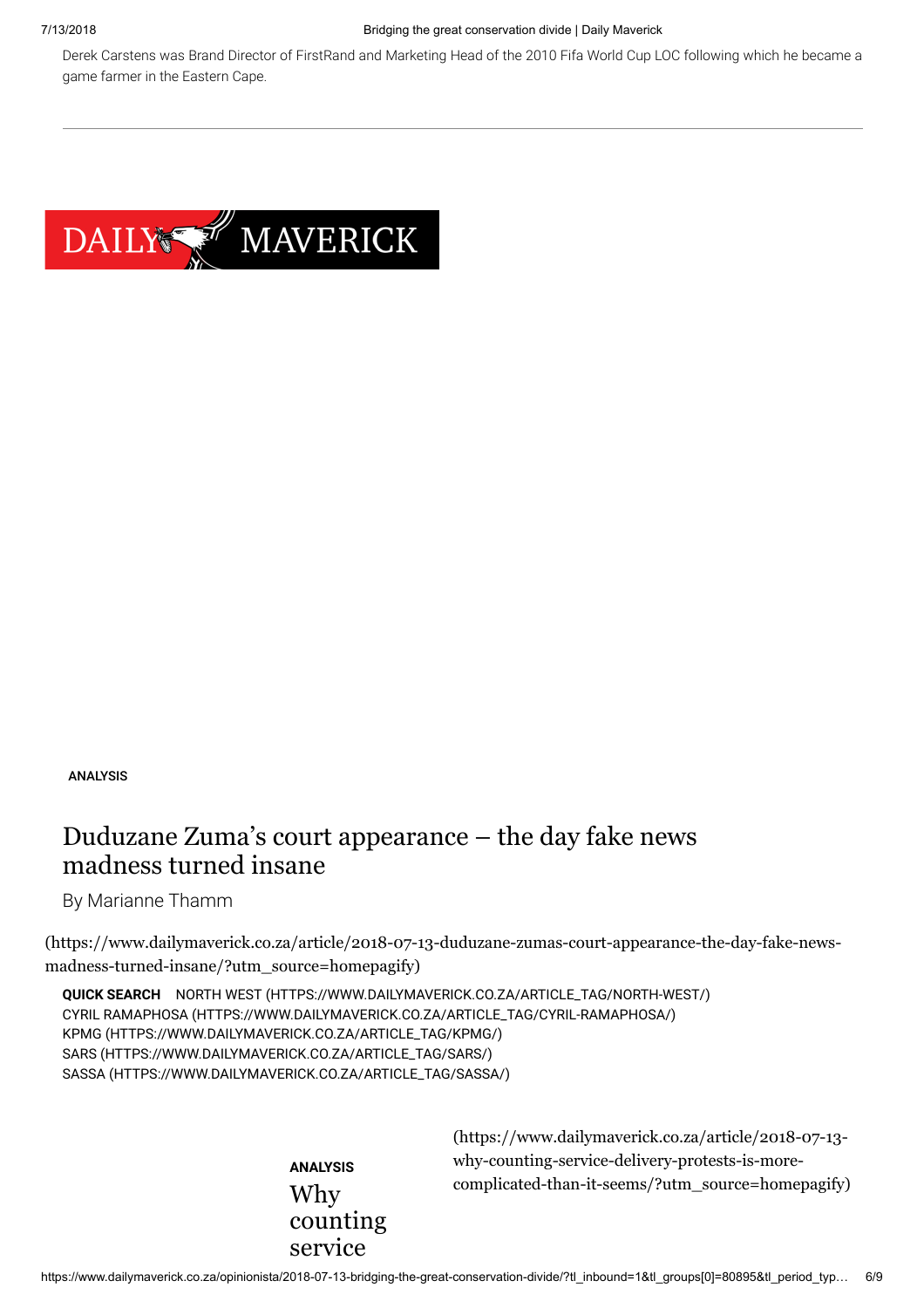Derek Carstens was Brand Director of FirstRand and Marketing Head of the 2010 Fifa World Cup LOC following which he became a game farmer in the Eastern Cape.

---

DAILY MAVERICK

ANALYSIS

## Duduzane Zuma's court appearance – the day fake news madness turned insane

By Marianne Thamm

(https://www.dailymaverick.co.za/article/2018-07-13-duduzane-zumas-court-appearance-the-day-fake-news-madness-turned-insane/?utm_source=homepagify)

**QUICK SEARCH** NORTH WEST (HTTPS://WWW.DAILYMAVERICK.CO.ZA/ARTICLE_TAG/NORTH-WEST/)
CYRIL RAMAPHOSA (HTTPS://WWW.DAILYMAVERICK.CO.ZA/ARTICLE_TAG/CYRIL-RAMAPHOSA/)
KPMG (HTTPS://WWW.DAILYMAVERICK.CO.ZA/ARTICLE_TAG/KPMG/)
SARS (HTTPS://WWW.DAILYMAVERICK.CO.ZA/ARTICLE_TAG/SARS/)
SASSA (HTTPS://WWW.DAILYMAVERICK.CO.ZA/ARTICLE_TAG/SASSA/)

ANALYSIS

## Why counting service

(https://www.dailymaverick.co.za/article/2018-07-13-why-counting-service-delivery-protests-is-more-complicated-than-it-seems/?utm_source=homepagify)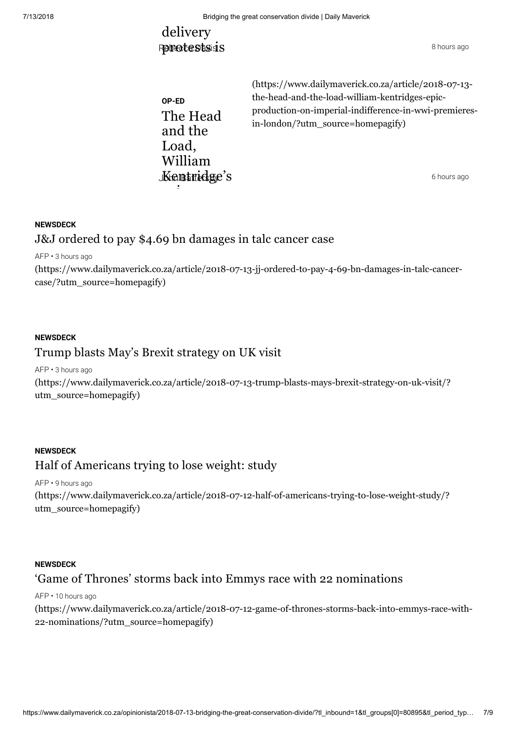delivery protests is

Rebecca Davis • 8 hours ago

**OP-ED**

The Head and the Load, William Kentridge's

(https://www.dailymaverick.co.za/article/2018-07-13-the-head-and-the-load-william-kentridges-epic-production-on-imperial-indifference-in-wwi-premieres-in-london/?utm_source=homepagify)

John Battersby • 6 hours ago

**NEWSDECK**

## J&J ordered to pay $4.69 bn damages in talc cancer case

AFP • 3 hours ago

(https://www.dailymaverick.co.za/article/2018-07-13-jj-ordered-to-pay-4-69-bn-damages-in-talc-cancer-case/?utm_source=homepagify)

**NEWSDECK**

## Trump blasts May's Brexit strategy on UK visit

AFP • 3 hours ago

(https://www.dailymaverick.co.za/article/2018-07-13-trump-blasts-mays-brexit-strategy-on-uk-visit/?utm_source=homepagify)

**NEWSDECK**

## Half of Americans trying to lose weight: study

AFP • 9 hours ago

(https://www.dailymaverick.co.za/article/2018-07-12-half-of-americans-trying-to-lose-weight-study/?utm_source=homepagify)

**NEWSDECK**

## 'Game of Thrones' storms back into Emmys race with 22 nominations

AFP • 10 hours ago

(https://www.dailymaverick.co.za/article/2018-07-12-game-of-thrones-storms-back-into-emmys-race-with-22-nominations/?utm_source=homepagify)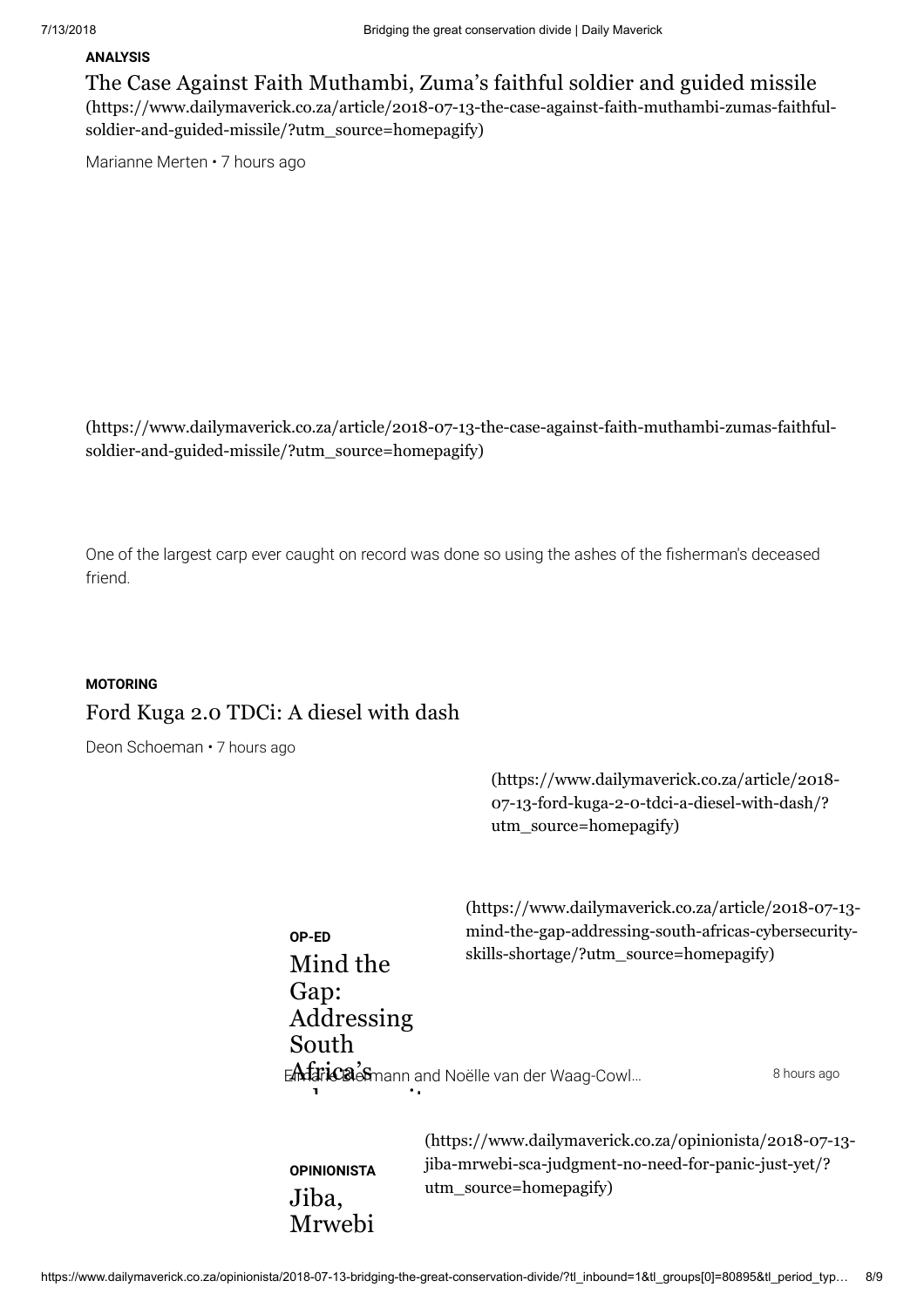**ANALYSIS**

The Case Against Faith Muthambi, Zuma's faithful soldier and guided missile (https://www.dailymaverick.co.za/article/2018-07-13-the-case-against-faith-muthambi-zumas-faithful-soldier-and-guided-missile/?utm_source=homepagify)

Marianne Merten • 7 hours ago

(https://www.dailymaverick.co.za/article/2018-07-13-the-case-against-faith-muthambi-zumas-faithful-soldier-and-guided-missile/?utm_source=homepagify)

One of the largest carp ever caught on record was done so using the ashes of the fisherman's deceased friend.

**MOTORING**

Ford Kuga 2.0 TDCi: A diesel with dash

Deon Schoeman • 7 hours ago

(https://www.dailymaverick.co.za/article/2018-07-13-ford-kuga-2-0-tdci-a-diesel-with-dash/?utm_source=homepagify)

(https://www.dailymaverick.co.za/article/2018-07-13-mind-the-gap-addressing-south-africas-cybersecurity-skills-shortage/?utm_source=homepagify)

**OP-ED**

Mind the Gap: Addressing South Africa's cybersecurity...

Emma Biermann and Noëlle van der Waag-Cowl... 8 hours ago

(https://www.dailymaverick.co.za/opinionista/2018-07-13-jiba-mrwebi-sca-judgment-no-need-for-panic-just-yet/?utm_source=homepagify)

**OPINIONISTA**

Jiba, Mrwebi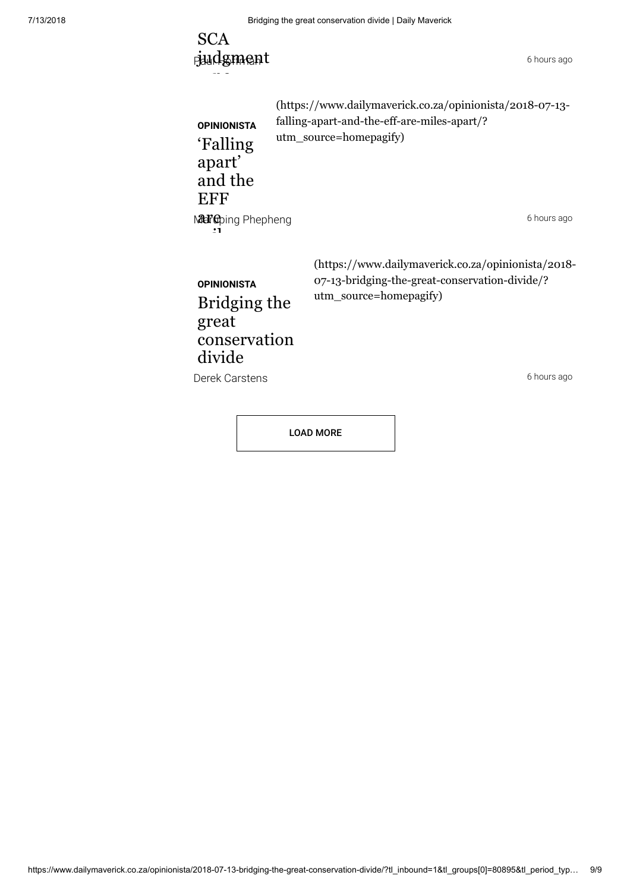SCA judgment

Paul Hoffman

6 hours ago

(https://www.dailymaverick.co.za/opinionista/2018-07-13-falling-apart-and-the-eff-are-miles-apart/?utm_source=homepagify)

**OPINIONISTA**

'Falling apart' and the EFF are

Marumo Phepheng

6 hours ago

(https://www.dailymaverick.co.za/opinionista/2018-07-13-bridging-the-great-conservation-divide/?utm_source=homepagify)

**OPINIONISTA**

Bridging the great conservation divide

Derek Carstens

6 hours ago

LOAD MORE